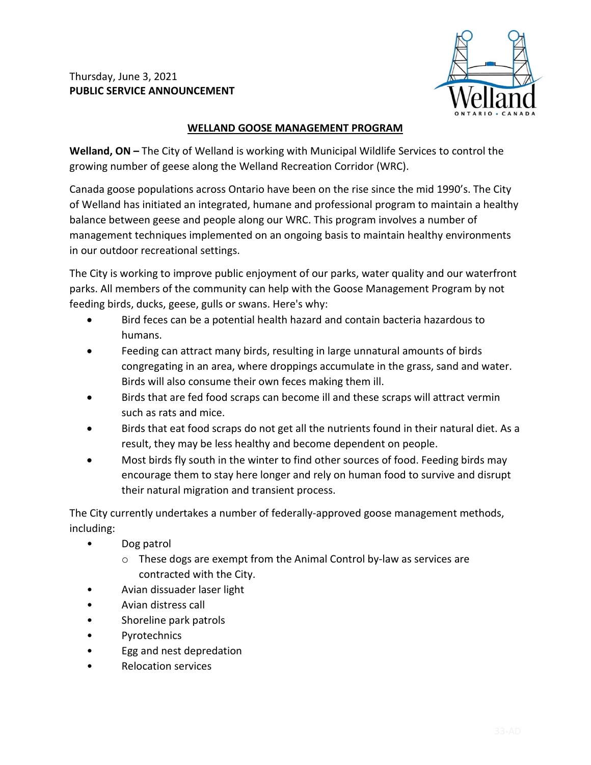Thursday, June 3, 2021
**PUBLIC SERVICE ANNOUNCEMENT**

## WELLAND GOOSE MANAGEMENT PROGRAM

**Welland, ON –** The City of Welland is working with Municipal Wildlife Services to control the growing number of geese along the Welland Recreation Corridor (WRC).

Canada goose populations across Ontario have been on the rise since the mid 1990's. The City of Welland has initiated an integrated, humane and professional program to maintain a healthy balance between geese and people along our WRC. This program involves a number of management techniques implemented on an ongoing basis to maintain healthy environments in our outdoor recreational settings.

The City is working to improve public enjoyment of our parks, water quality and our waterfront parks. All members of the community can help with the Goose Management Program by not feeding birds, ducks, geese, gulls or swans. Here's why:

- Bird feces can be a potential health hazard and contain bacteria hazardous to humans.
- Feeding can attract many birds, resulting in large unnatural amounts of birds congregating in an area, where droppings accumulate in the grass, sand and water. Birds will also consume their own feces making them ill.
- Birds that are fed food scraps can become ill and these scraps will attract vermin such as rats and mice.
- Birds that eat food scraps do not get all the nutrients found in their natural diet. As a result, they may be less healthy and become dependent on people.
- Most birds fly south in the winter to find other sources of food. Feeding birds may encourage them to stay here longer and rely on human food to survive and disrupt their natural migration and transient process.

The City currently undertakes a number of federally-approved goose management methods, including:

- Dog patrol
  - These dogs are exempt from the Animal Control by-law as services are contracted with the City.
- Avian dissuader laser light
- Avian distress call
- Shoreline park patrols
- Pyrotechnics
- Egg and nest depredation
- Relocation services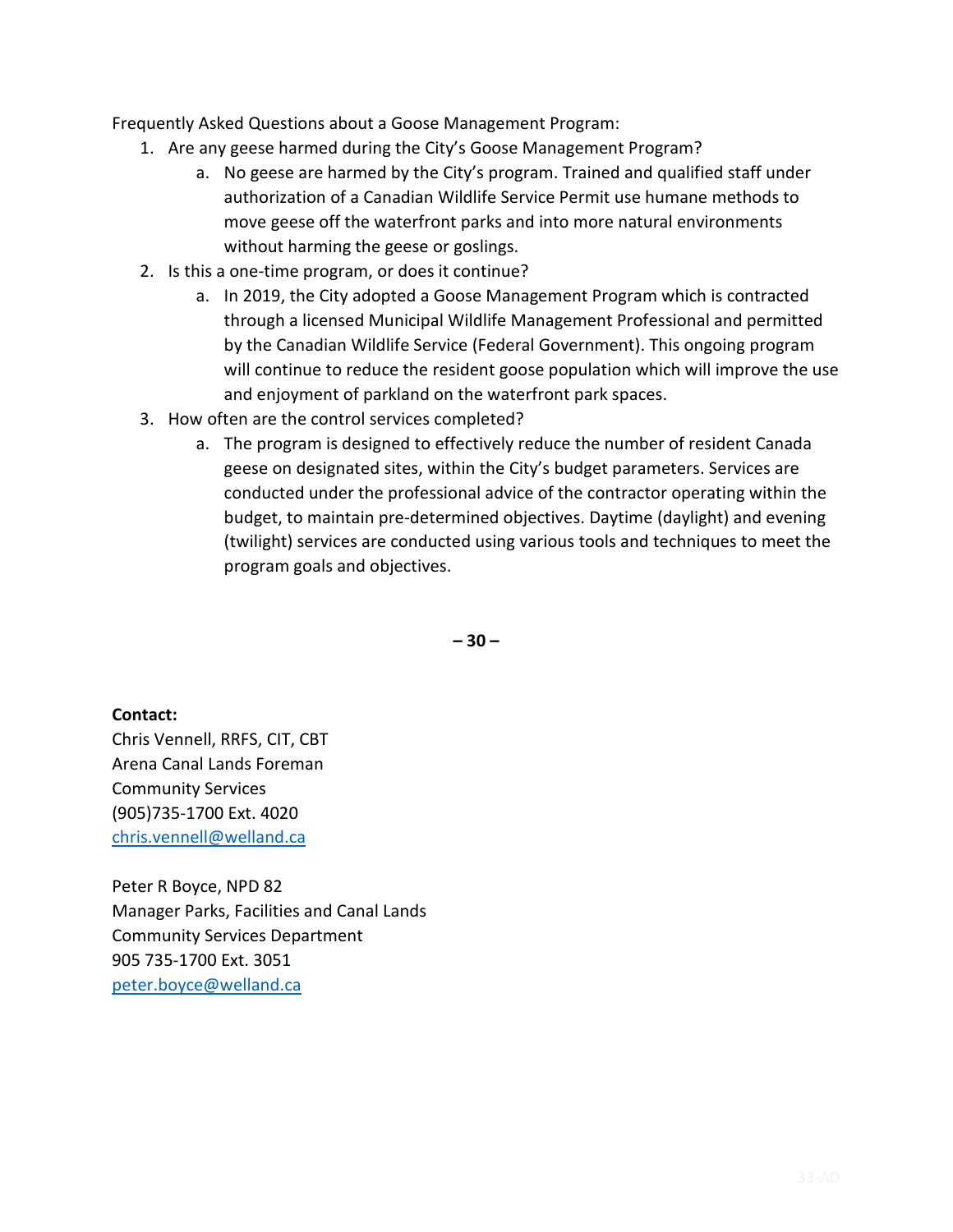Frequently Asked Questions about a Goose Management Program:

1. Are any geese harmed during the City's Goose Management Program?
    a. No geese are harmed by the City's program. Trained and qualified staff under authorization of a Canadian Wildlife Service Permit use humane methods to move geese off the waterfront parks and into more natural environments without harming the geese or goslings.
2. Is this a one-time program, or does it continue?
    a. In 2019, the City adopted a Goose Management Program which is contracted through a licensed Municipal Wildlife Management Professional and permitted by the Canadian Wildlife Service (Federal Government). This ongoing program will continue to reduce the resident goose population which will improve the use and enjoyment of parkland on the waterfront park spaces.
3. How often are the control services completed?
    a. The program is designed to effectively reduce the number of resident Canada geese on designated sites, within the City's budget parameters. Services are conducted under the professional advice of the contractor operating within the budget, to maintain pre-determined objectives. Daytime (daylight) and evening (twilight) services are conducted using various tools and techniques to meet the program goals and objectives.

**– 30 –**

**Contact:**
Chris Vennell, RRFS, CIT, CBT
Arena Canal Lands Foreman
Community Services
(905)735-1700 Ext. 4020
chris.vennell@welland.ca

Peter R Boyce, NPD 82
Manager Parks, Facilities and Canal Lands
Community Services Department
905 735-1700 Ext. 3051
peter.boyce@welland.ca